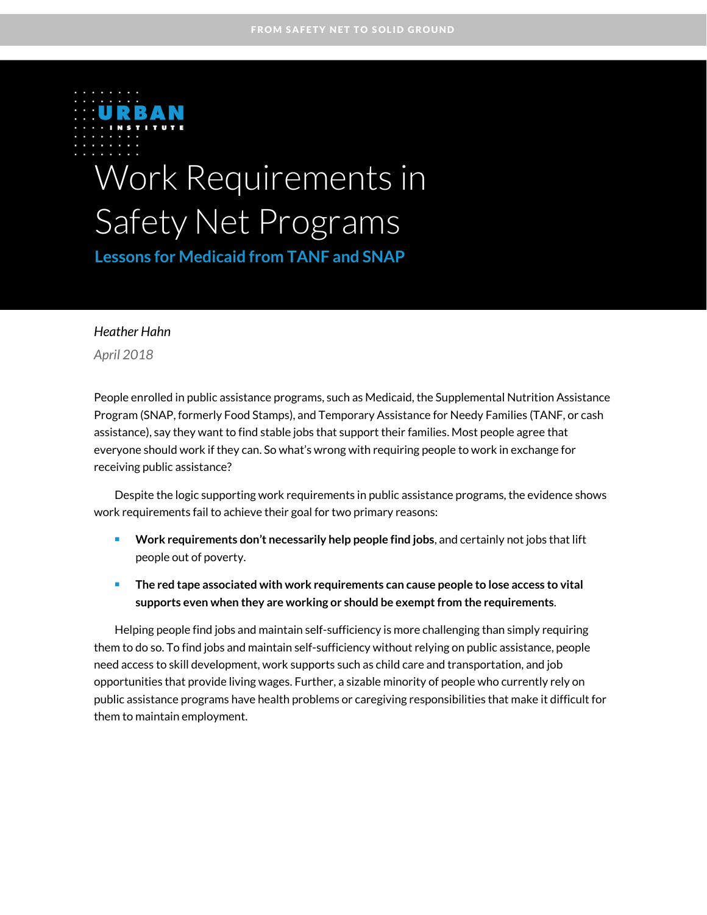# Work Requirements in Safety Net Programs

## Lessons for Medicaid from TANF and SNAP

*Heather Hahn*

*April 2018*

People enrolled in public assistance programs, such as Medicaid, the Supplemental Nutrition Assistance Program (SNAP, formerly Food Stamps), and Temporary Assistance for Needy Families (TANF, or cash assistance), say they want to find stable jobs that support their families. Most people agree that everyone should work if they can. So what's wrong with requiring people to work in exchange for receiving public assistance?

Despite the logic supporting work requirements in public assistance programs, the evidence shows work requirements fail to achieve their goal for two primary reasons:

- **Work requirements don't necessarily help people find jobs**, and certainly not jobs that lift people out of poverty.
- **The red tape associated with work requirements can cause people to lose access to vital supports even when they are working or should be exempt from the requirements**.

Helping people find jobs and maintain self-sufficiency is more challenging than simply requiring them to do so. To find jobs and maintain self-sufficiency without relying on public assistance, people need access to skill development, work supports such as child care and transportation, and job opportunities that provide living wages. Further, a sizable minority of people who currently rely on public assistance programs have health problems or caregiving responsibilities that make it difficult for them to maintain employment.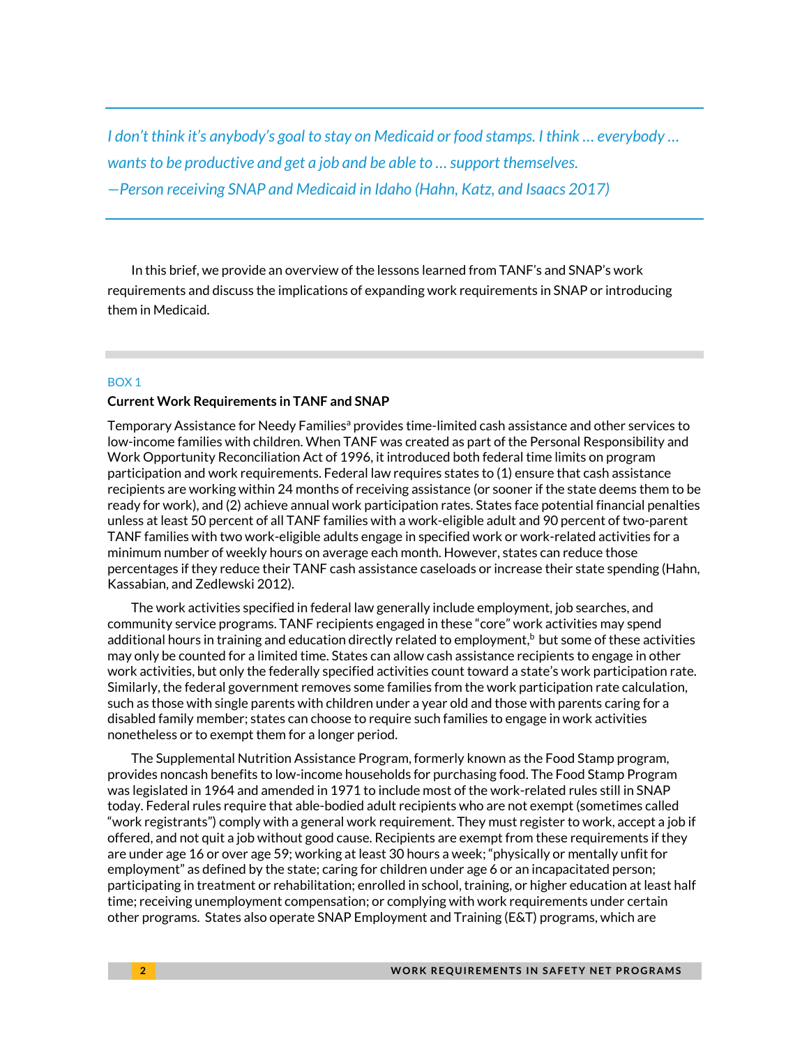*I don't think it's anybody's goal to stay on Medicaid or food stamps. I think … everybody … wants to be productive and get a job and be able to … support themselves.*
*—Person receiving SNAP and Medicaid in Idaho (Hahn, Katz, and Isaacs 2017)*

In this brief, we provide an overview of the lessons learned from TANF's and SNAP's work requirements and discuss the implications of expanding work requirements in SNAP or introducing them in Medicaid.

BOX 1

**Current Work Requirements in TANF and SNAP**

Temporary Assistance for Needy Families[a] provides time-limited cash assistance and other services to low-income families with children. When TANF was created as part of the Personal Responsibility and Work Opportunity Reconciliation Act of 1996, it introduced both federal time limits on program participation and work requirements. Federal law requires states to (1) ensure that cash assistance recipients are working within 24 months of receiving assistance (or sooner if the state deems them to be ready for work), and (2) achieve annual work participation rates. States face potential financial penalties unless at least 50 percent of all TANF families with a work-eligible adult and 90 percent of two-parent TANF families with two work-eligible adults engage in specified work or work-related activities for a minimum number of weekly hours on average each month. However, states can reduce those percentages if they reduce their TANF cash assistance caseloads or increase their state spending (Hahn, Kassabian, and Zedlewski 2012).

The work activities specified in federal law generally include employment, job searches, and community service programs. TANF recipients engaged in these "core" work activities may spend additional hours in training and education directly related to employment,[b] but some of these activities may only be counted for a limited time. States can allow cash assistance recipients to engage in other work activities, but only the federally specified activities count toward a state's work participation rate. Similarly, the federal government removes some families from the work participation rate calculation, such as those with single parents with children under a year old and those with parents caring for a disabled family member; states can choose to require such families to engage in work activities nonetheless or to exempt them for a longer period.

The Supplemental Nutrition Assistance Program, formerly known as the Food Stamp program, provides noncash benefits to low-income households for purchasing food. The Food Stamp Program was legislated in 1964 and amended in 1971 to include most of the work-related rules still in SNAP today. Federal rules require that able-bodied adult recipients who are not exempt (sometimes called "work registrants") comply with a general work requirement. They must register to work, accept a job if offered, and not quit a job without good cause. Recipients are exempt from these requirements if they are under age 16 or over age 59; working at least 30 hours a week; "physically or mentally unfit for employment" as defined by the state; caring for children under age 6 or an incapacitated person; participating in treatment or rehabilitation; enrolled in school, training, or higher education at least half time; receiving unemployment compensation; or complying with work requirements under certain other programs. States also operate SNAP Employment and Training (E&T) programs, which are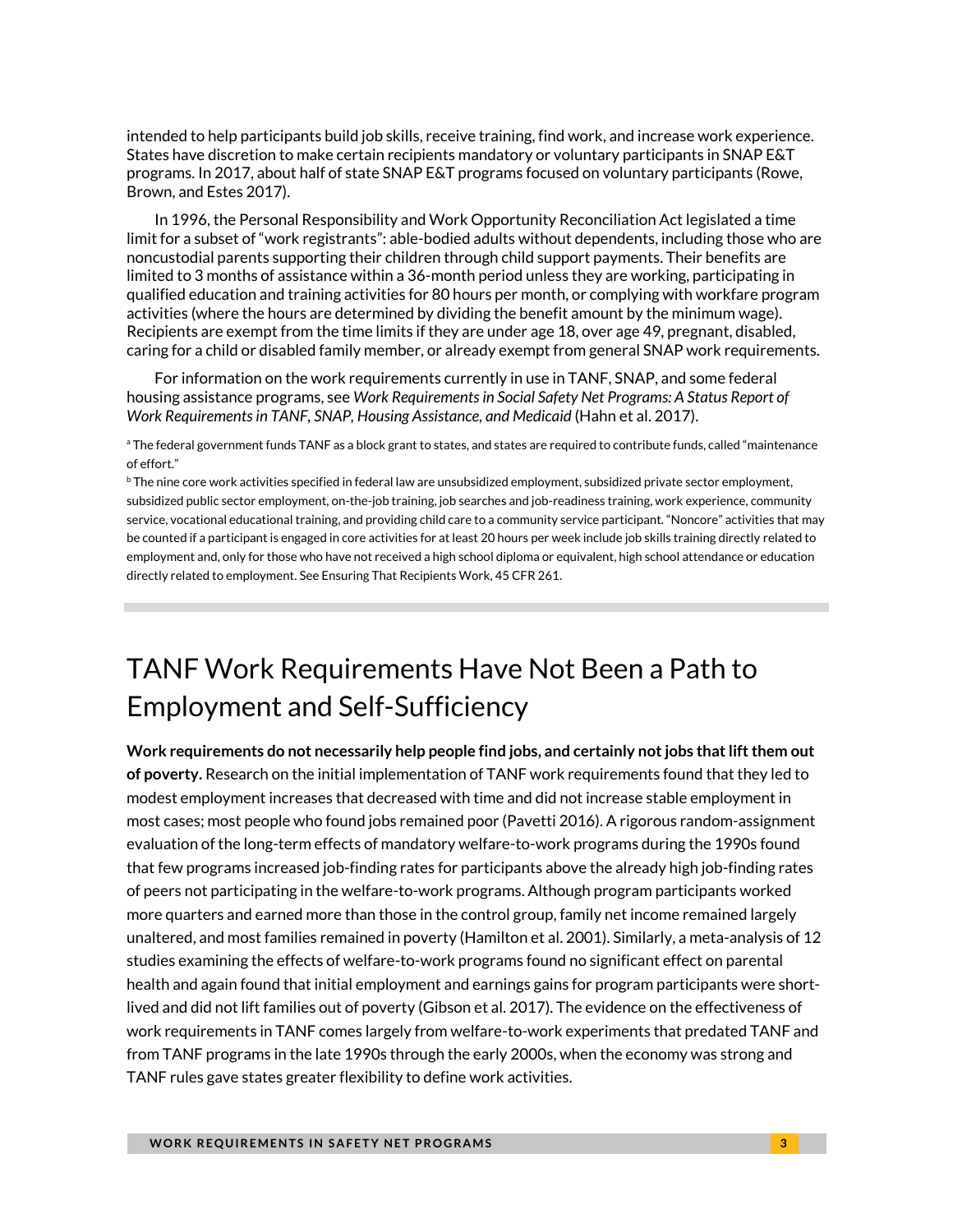intended to help participants build job skills, receive training, find work, and increase work experience. States have discretion to make certain recipients mandatory or voluntary participants in SNAP E&T programs. In 2017, about half of state SNAP E&T programs focused on voluntary participants (Rowe, Brown, and Estes 2017).

In 1996, the Personal Responsibility and Work Opportunity Reconciliation Act legislated a time limit for a subset of "work registrants": able-bodied adults without dependents, including those who are noncustodial parents supporting their children through child support payments. Their benefits are limited to 3 months of assistance within a 36-month period unless they are working, participating in qualified education and training activities for 80 hours per month, or complying with workfare program activities (where the hours are determined by dividing the benefit amount by the minimum wage). Recipients are exempt from the time limits if they are under age 18, over age 49, pregnant, disabled, caring for a child or disabled family member, or already exempt from general SNAP work requirements.

For information on the work requirements currently in use in TANF, SNAP, and some federal housing assistance programs, see *Work Requirements in Social Safety Net Programs: A Status Report of Work Requirements in TANF, SNAP, Housing Assistance, and Medicaid* (Hahn et al. 2017).

[a] The federal government funds TANF as a block grant to states, and states are required to contribute funds, called "maintenance of effort."

[b] The nine core work activities specified in federal law are unsubsidized employment, subsidized private sector employment, subsidized public sector employment, on-the-job training, job searches and job-readiness training, work experience, community service, vocational educational training, and providing child care to a community service participant. "Noncore" activities that may be counted if a participant is engaged in core activities for at least 20 hours per week include job skills training directly related to employment and, only for those who have not received a high school diploma or equivalent, high school attendance or education directly related to employment. See Ensuring That Recipients Work, 45 CFR 261.

## TANF Work Requirements Have Not Been a Path to Employment and Self-Sufficiency

**Work requirements do not necessarily help people find jobs, and certainly not jobs that lift them out of poverty.** Research on the initial implementation of TANF work requirements found that they led to modest employment increases that decreased with time and did not increase stable employment in most cases; most people who found jobs remained poor (Pavetti 2016). A rigorous random-assignment evaluation of the long-term effects of mandatory welfare-to-work programs during the 1990s found that few programs increased job-finding rates for participants above the already high job-finding rates of peers not participating in the welfare-to-work programs. Although program participants worked more quarters and earned more than those in the control group, family net income remained largely unaltered, and most families remained in poverty (Hamilton et al. 2001). Similarly, a meta-analysis of 12 studies examining the effects of welfare-to-work programs found no significant effect on parental health and again found that initial employment and earnings gains for program participants were short-lived and did not lift families out of poverty (Gibson et al. 2017). The evidence on the effectiveness of work requirements in TANF comes largely from welfare-to-work experiments that predated TANF and from TANF programs in the late 1990s through the early 2000s, when the economy was strong and TANF rules gave states greater flexibility to define work activities.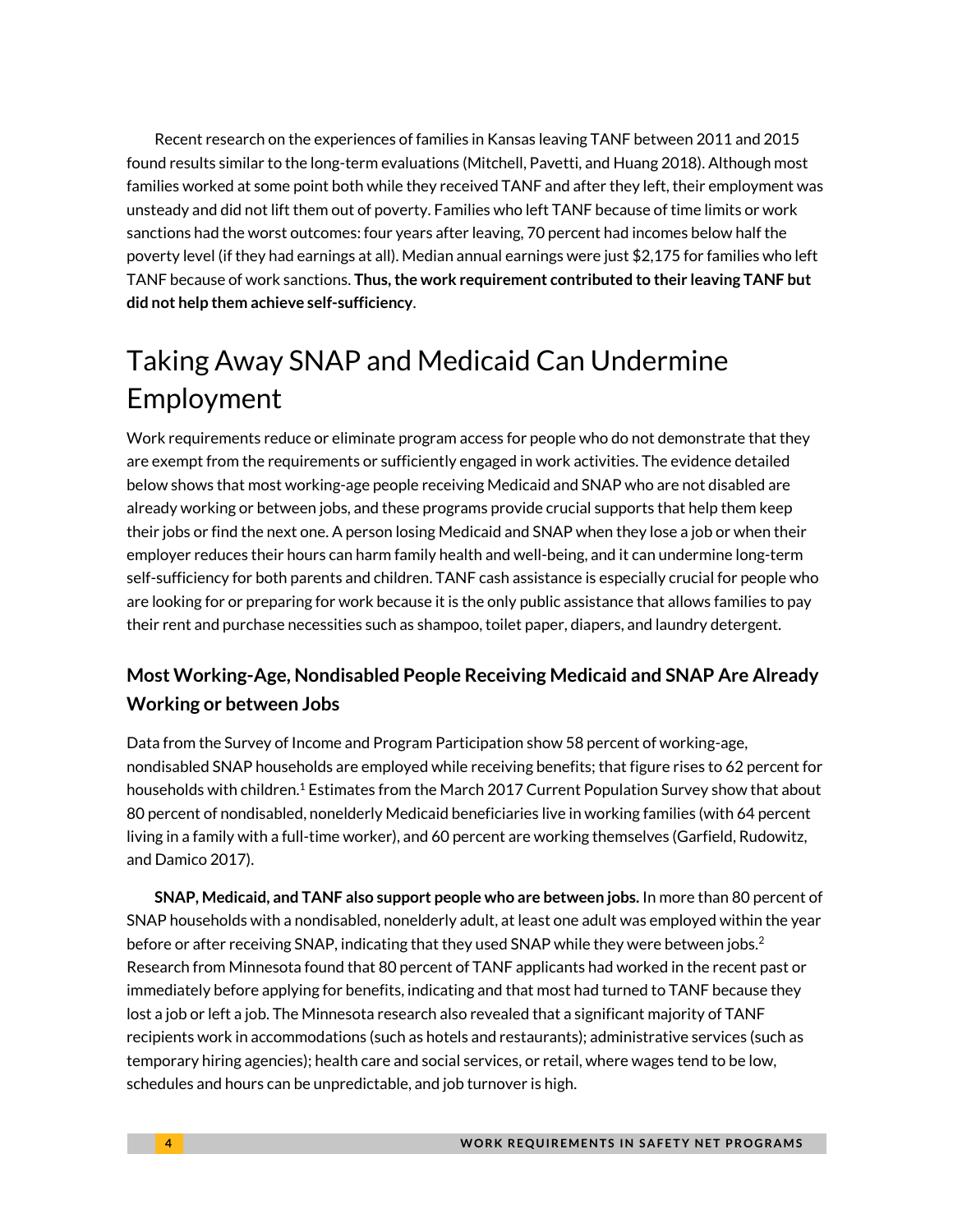Recent research on the experiences of families in Kansas leaving TANF between 2011 and 2015 found results similar to the long-term evaluations (Mitchell, Pavetti, and Huang 2018). Although most families worked at some point both while they received TANF and after they left, their employment was unsteady and did not lift them out of poverty. Families who left TANF because of time limits or work sanctions had the worst outcomes: four years after leaving, 70 percent had incomes below half the poverty level (if they had earnings at all). Median annual earnings were just $2,175 for families who left TANF because of work sanctions. **Thus, the work requirement contributed to their leaving TANF but did not help them achieve self-sufficiency**.

# Taking Away SNAP and Medicaid Can Undermine Employment

Work requirements reduce or eliminate program access for people who do not demonstrate that they are exempt from the requirements or sufficiently engaged in work activities. The evidence detailed below shows that most working-age people receiving Medicaid and SNAP who are not disabled are already working or between jobs, and these programs provide crucial supports that help them keep their jobs or find the next one. A person losing Medicaid and SNAP when they lose a job or when their employer reduces their hours can harm family health and well-being, and it can undermine long-term self-sufficiency for both parents and children. TANF cash assistance is especially crucial for people who are looking for or preparing for work because it is the only public assistance that allows families to pay their rent and purchase necessities such as shampoo, toilet paper, diapers, and laundry detergent.

## Most Working-Age, Nondisabled People Receiving Medicaid and SNAP Are Already Working or between Jobs

Data from the Survey of Income and Program Participation show 58 percent of working-age, nondisabled SNAP households are employed while receiving benefits; that figure rises to 62 percent for households with children.[1] Estimates from the March 2017 Current Population Survey show that about 80 percent of nondisabled, nonelderly Medicaid beneficiaries live in working families (with 64 percent living in a family with a full-time worker), and 60 percent are working themselves (Garfield, Rudowitz, and Damico 2017).

**SNAP, Medicaid, and TANF also support people who are between jobs.** In more than 80 percent of SNAP households with a nondisabled, nonelderly adult, at least one adult was employed within the year before or after receiving SNAP, indicating that they used SNAP while they were between jobs.[2] Research from Minnesota found that 80 percent of TANF applicants had worked in the recent past or immediately before applying for benefits, indicating and that most had turned to TANF because they lost a job or left a job. The Minnesota research also revealed that a significant majority of TANF recipients work in accommodations (such as hotels and restaurants); administrative services (such as temporary hiring agencies); health care and social services, or retail, where wages tend to be low, schedules and hours can be unpredictable, and job turnover is high.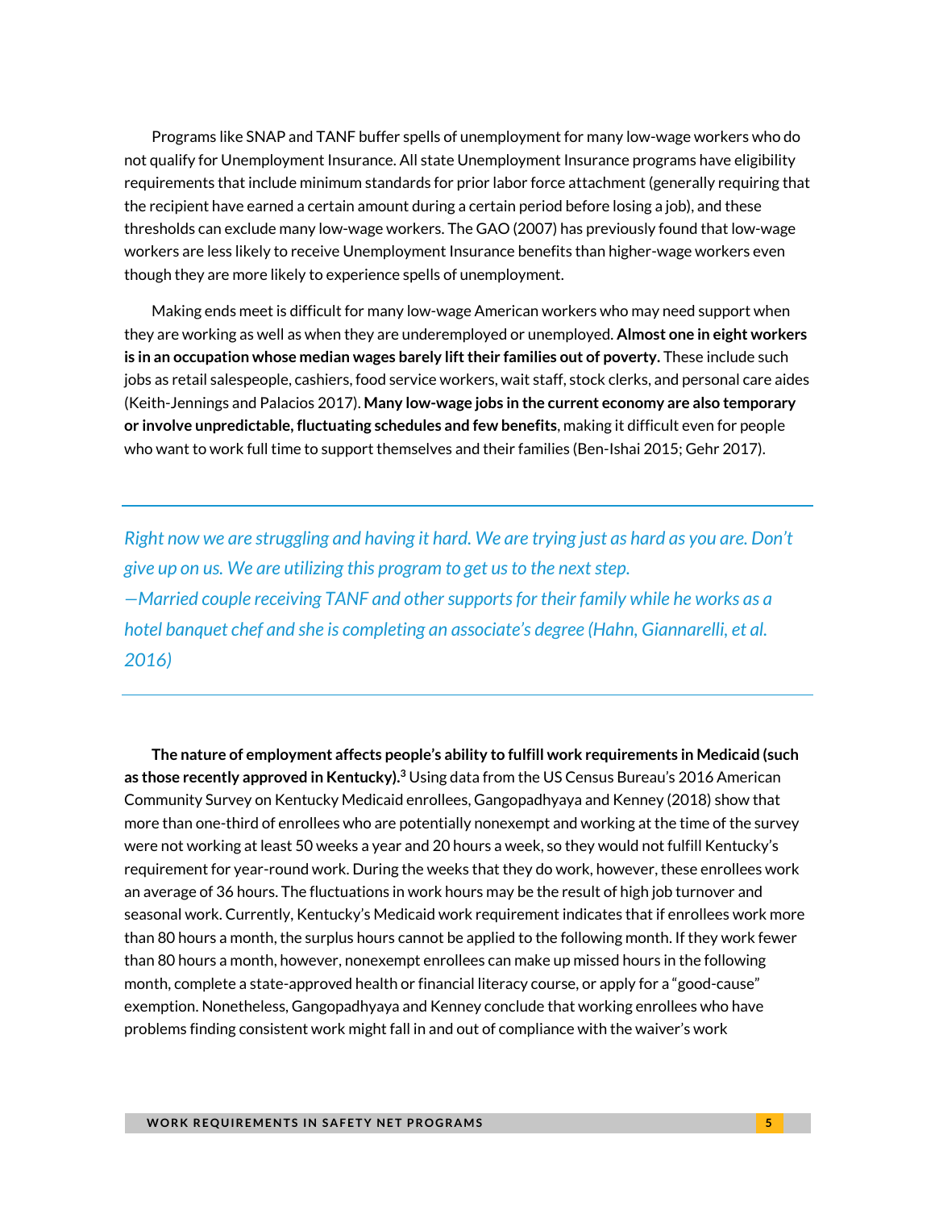Programs like SNAP and TANF buffer spells of unemployment for many low-wage workers who do not qualify for Unemployment Insurance. All state Unemployment Insurance programs have eligibility requirements that include minimum standards for prior labor force attachment (generally requiring that the recipient have earned a certain amount during a certain period before losing a job), and these thresholds can exclude many low-wage workers. The GAO (2007) has previously found that low-wage workers are less likely to receive Unemployment Insurance benefits than higher-wage workers even though they are more likely to experience spells of unemployment.

Making ends meet is difficult for many low-wage American workers who may need support when they are working as well as when they are underemployed or unemployed. **Almost one in eight workers is in an occupation whose median wages barely lift their families out of poverty.** These include such jobs as retail salespeople, cashiers, food service workers, wait staff, stock clerks, and personal care aides (Keith-Jennings and Palacios 2017). **Many low-wage jobs in the current economy are also temporary or involve unpredictable, fluctuating schedules and few benefits**, making it difficult even for people who want to work full time to support themselves and their families (Ben-Ishai 2015; Gehr 2017).

---

*Right now we are struggling and having it hard. We are trying just as hard as you are. Don't give up on us. We are utilizing this program to get us to the next step.*
*—Married couple receiving TANF and other supports for their family while he works as a hotel banquet chef and she is completing an associate's degree (Hahn, Giannarelli, et al. 2016)*

---

**The nature of employment affects people's ability to fulfill work requirements in Medicaid (such as those recently approved in Kentucky).**[3] Using data from the US Census Bureau's 2016 American Community Survey on Kentucky Medicaid enrollees, Gangopadhyaya and Kenney (2018) show that more than one-third of enrollees who are potentially nonexempt and working at the time of the survey were not working at least 50 weeks a year and 20 hours a week, so they would not fulfill Kentucky's requirement for year-round work. During the weeks that they do work, however, these enrollees work an average of 36 hours. The fluctuations in work hours may be the result of high job turnover and seasonal work. Currently, Kentucky's Medicaid work requirement indicates that if enrollees work more than 80 hours a month, the surplus hours cannot be applied to the following month. If they work fewer than 80 hours a month, however, nonexempt enrollees can make up missed hours in the following month, complete a state-approved health or financial literacy course, or apply for a "good-cause" exemption. Nonetheless, Gangopadhyaya and Kenney conclude that working enrollees who have problems finding consistent work might fall in and out of compliance with the waiver's work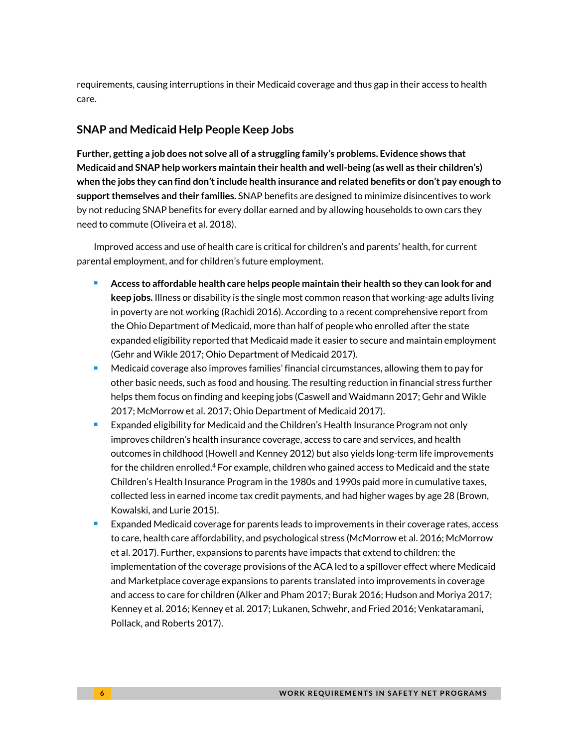requirements, causing interruptions in their Medicaid coverage and thus gap in their access to health care.

## SNAP and Medicaid Help People Keep Jobs

**Further, getting a job does not solve all of a struggling family's problems. Evidence shows that Medicaid and SNAP help workers maintain their health and well-being (as well as their children's) when the jobs they can find don't include health insurance and related benefits or don't pay enough to support themselves and their families.** SNAP benefits are designed to minimize disincentives to work by not reducing SNAP benefits for every dollar earned and by allowing households to own cars they need to commute (Oliveira et al. 2018).

Improved access and use of health care is critical for children's and parents' health, for current parental employment, and for children's future employment.

- **Access to affordable health care helps people maintain their health so they can look for and keep jobs.** Illness or disability is the single most common reason that working-age adults living in poverty are not working (Rachidi 2016). According to a recent comprehensive report from the Ohio Department of Medicaid, more than half of people who enrolled after the state expanded eligibility reported that Medicaid made it easier to secure and maintain employment (Gehr and Wikle 2017; Ohio Department of Medicaid 2017).
- Medicaid coverage also improves families' financial circumstances, allowing them to pay for other basic needs, such as food and housing. The resulting reduction in financial stress further helps them focus on finding and keeping jobs (Caswell and Waidmann 2017; Gehr and Wikle 2017; McMorrow et al. 2017; Ohio Department of Medicaid 2017).
- Expanded eligibility for Medicaid and the Children's Health Insurance Program not only improves children's health insurance coverage, access to care and services, and health outcomes in childhood (Howell and Kenney 2012) but also yields long-term life improvements for the children enrolled.[4] For example, children who gained access to Medicaid and the state Children's Health Insurance Program in the 1980s and 1990s paid more in cumulative taxes, collected less in earned income tax credit payments, and had higher wages by age 28 (Brown, Kowalski, and Lurie 2015).
- Expanded Medicaid coverage for parents leads to improvements in their coverage rates, access to care, health care affordability, and psychological stress (McMorrow et al. 2016; McMorrow et al. 2017). Further, expansions to parents have impacts that extend to children: the implementation of the coverage provisions of the ACA led to a spillover effect where Medicaid and Marketplace coverage expansions to parents translated into improvements in coverage and access to care for children (Alker and Pham 2017; Burak 2016; Hudson and Moriya 2017; Kenney et al. 2016; Kenney et al. 2017; Lukanen, Schwehr, and Fried 2016; Venkataramani, Pollack, and Roberts 2017).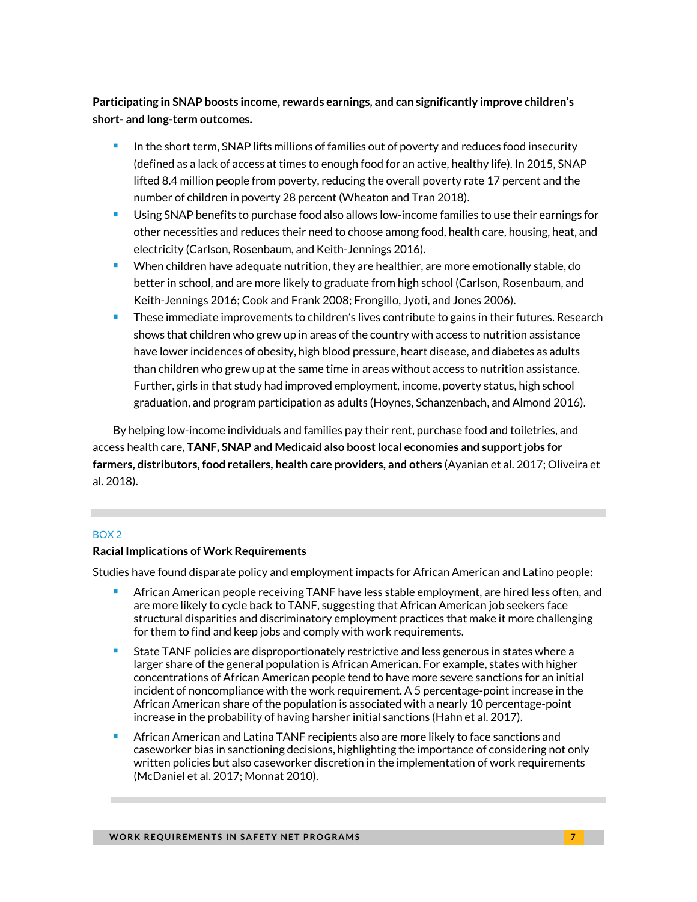**Participating in SNAP boosts income, rewards earnings, and can significantly improve children's short- and long-term outcomes.**

- In the short term, SNAP lifts millions of families out of poverty and reduces food insecurity (defined as a lack of access at times to enough food for an active, healthy life). In 2015, SNAP lifted 8.4 million people from poverty, reducing the overall poverty rate 17 percent and the number of children in poverty 28 percent (Wheaton and Tran 2018).
- Using SNAP benefits to purchase food also allows low-income families to use their earnings for other necessities and reduces their need to choose among food, health care, housing, heat, and electricity (Carlson, Rosenbaum, and Keith-Jennings 2016).
- When children have adequate nutrition, they are healthier, are more emotionally stable, do better in school, and are more likely to graduate from high school (Carlson, Rosenbaum, and Keith-Jennings 2016; Cook and Frank 2008; Frongillo, Jyoti, and Jones 2006).
- These immediate improvements to children's lives contribute to gains in their futures. Research shows that children who grew up in areas of the country with access to nutrition assistance have lower incidences of obesity, high blood pressure, heart disease, and diabetes as adults than children who grew up at the same time in areas without access to nutrition assistance. Further, girls in that study had improved employment, income, poverty status, high school graduation, and program participation as adults (Hoynes, Schanzenbach, and Almond 2016).

By helping low-income individuals and families pay their rent, purchase food and toiletries, and access health care, **TANF, SNAP and Medicaid also boost local economies and support jobs for farmers, distributors, food retailers, health care providers, and others** (Ayanian et al. 2017; Oliveira et al. 2018).

---

BOX 2

**Racial Implications of Work Requirements**

Studies have found disparate policy and employment impacts for African American and Latino people:

- African American people receiving TANF have less stable employment, are hired less often, and are more likely to cycle back to TANF, suggesting that African American job seekers face structural disparities and discriminatory employment practices that make it more challenging for them to find and keep jobs and comply with work requirements.
- State TANF policies are disproportionately restrictive and less generous in states where a larger share of the general population is African American. For example, states with higher concentrations of African American people tend to have more severe sanctions for an initial incident of noncompliance with the work requirement. A 5 percentage-point increase in the African American share of the population is associated with a nearly 10 percentage-point increase in the probability of having harsher initial sanctions (Hahn et al. 2017).
- African American and Latina TANF recipients also are more likely to face sanctions and caseworker bias in sanctioning decisions, highlighting the importance of considering not only written policies but also caseworker discretion in the implementation of work requirements (McDaniel et al. 2017; Monnat 2010).

---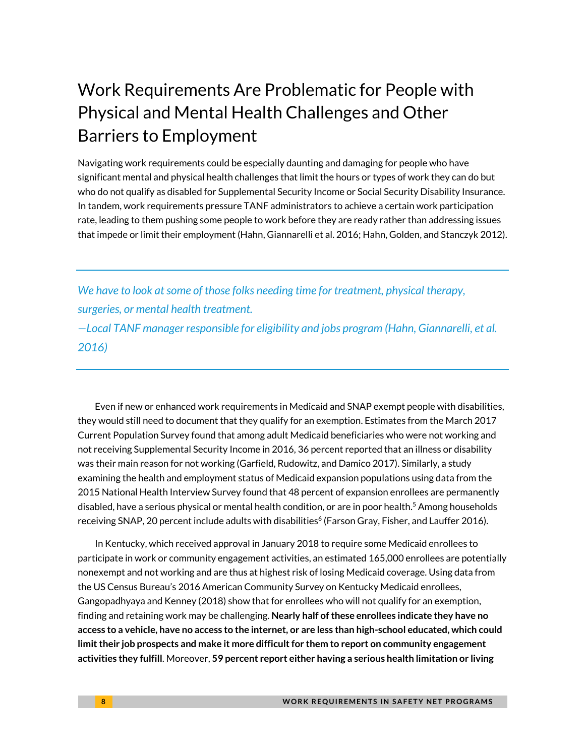# Work Requirements Are Problematic for People with Physical and Mental Health Challenges and Other Barriers to Employment

Navigating work requirements could be especially daunting and damaging for people who have significant mental and physical health challenges that limit the hours or types of work they can do but who do not qualify as disabled for Supplemental Security Income or Social Security Disability Insurance. In tandem, work requirements pressure TANF administrators to achieve a certain work participation rate, leading to them pushing some people to work before they are ready rather than addressing issues that impede or limit their employment (Hahn, Giannarelli et al. 2016; Hahn, Golden, and Stanczyk 2012).

---

*We have to look at some of those folks needing time for treatment, physical therapy, surgeries, or mental health treatment.*
*—Local TANF manager responsible for eligibility and jobs program (Hahn, Giannarelli, et al. 2016)*

---

Even if new or enhanced work requirements in Medicaid and SNAP exempt people with disabilities, they would still need to document that they qualify for an exemption. Estimates from the March 2017 Current Population Survey found that among adult Medicaid beneficiaries who were not working and not receiving Supplemental Security Income in 2016, 36 percent reported that an illness or disability was their main reason for not working (Garfield, Rudowitz, and Damico 2017). Similarly, a study examining the health and employment status of Medicaid expansion populations using data from the 2015 National Health Interview Survey found that 48 percent of expansion enrollees are permanently disabled, have a serious physical or mental health condition, or are in poor health.[5] Among households receiving SNAP, 20 percent include adults with disabilities[6] (Farson Gray, Fisher, and Lauffer 2016).

In Kentucky, which received approval in January 2018 to require some Medicaid enrollees to participate in work or community engagement activities, an estimated 165,000 enrollees are potentially nonexempt and not working and are thus at highest risk of losing Medicaid coverage. Using data from the US Census Bureau's 2016 American Community Survey on Kentucky Medicaid enrollees, Gangopadhyaya and Kenney (2018) show that for enrollees who will not qualify for an exemption, finding and retaining work may be challenging. **Nearly half of these enrollees indicate they have no access to a vehicle, have no access to the internet, or are less than high-school educated, which could limit their job prospects and make it more difficult for them to report on community engagement activities they fulfill**. Moreover, **59 percent report either having a serious health limitation or living**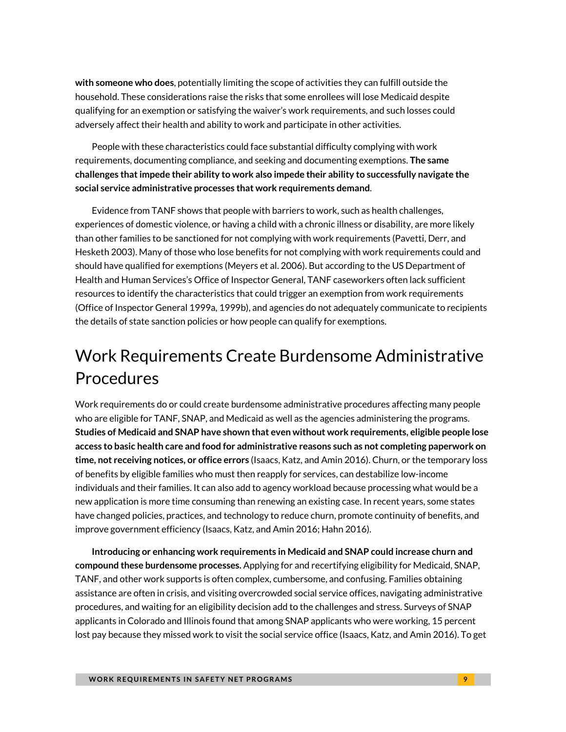**with someone who does**, potentially limiting the scope of activities they can fulfill outside the household. These considerations raise the risks that some enrollees will lose Medicaid despite qualifying for an exemption or satisfying the waiver's work requirements, and such losses could adversely affect their health and ability to work and participate in other activities.

People with these characteristics could face substantial difficulty complying with work requirements, documenting compliance, and seeking and documenting exemptions. **The same challenges that impede their ability to work also impede their ability to successfully navigate the social service administrative processes that work requirements demand**.

Evidence from TANF shows that people with barriers to work, such as health challenges, experiences of domestic violence, or having a child with a chronic illness or disability, are more likely than other families to be sanctioned for not complying with work requirements (Pavetti, Derr, and Hesketh 2003). Many of those who lose benefits for not complying with work requirements could and should have qualified for exemptions (Meyers et al. 2006). But according to the US Department of Health and Human Services's Office of Inspector General, TANF caseworkers often lack sufficient resources to identify the characteristics that could trigger an exemption from work requirements (Office of Inspector General 1999a, 1999b), and agencies do not adequately communicate to recipients the details of state sanction policies or how people can qualify for exemptions.

## Work Requirements Create Burdensome Administrative Procedures

Work requirements do or could create burdensome administrative procedures affecting many people who are eligible for TANF, SNAP, and Medicaid as well as the agencies administering the programs. **Studies of Medicaid and SNAP have shown that even without work requirements, eligible people lose access to basic health care and food for administrative reasons such as not completing paperwork on time, not receiving notices, or office errors** (Isaacs, Katz, and Amin 2016). Churn, or the temporary loss of benefits by eligible families who must then reapply for services, can destabilize low-income individuals and their families. It can also add to agency workload because processing what would be a new application is more time consuming than renewing an existing case. In recent years, some states have changed policies, practices, and technology to reduce churn, promote continuity of benefits, and improve government efficiency (Isaacs, Katz, and Amin 2016; Hahn 2016).

**Introducing or enhancing work requirements in Medicaid and SNAP could increase churn and compound these burdensome processes.** Applying for and recertifying eligibility for Medicaid, SNAP, TANF, and other work supports is often complex, cumbersome, and confusing. Families obtaining assistance are often in crisis, and visiting overcrowded social service offices, navigating administrative procedures, and waiting for an eligibility decision add to the challenges and stress. Surveys of SNAP applicants in Colorado and Illinois found that among SNAP applicants who were working, 15 percent lost pay because they missed work to visit the social service office (Isaacs, Katz, and Amin 2016). To get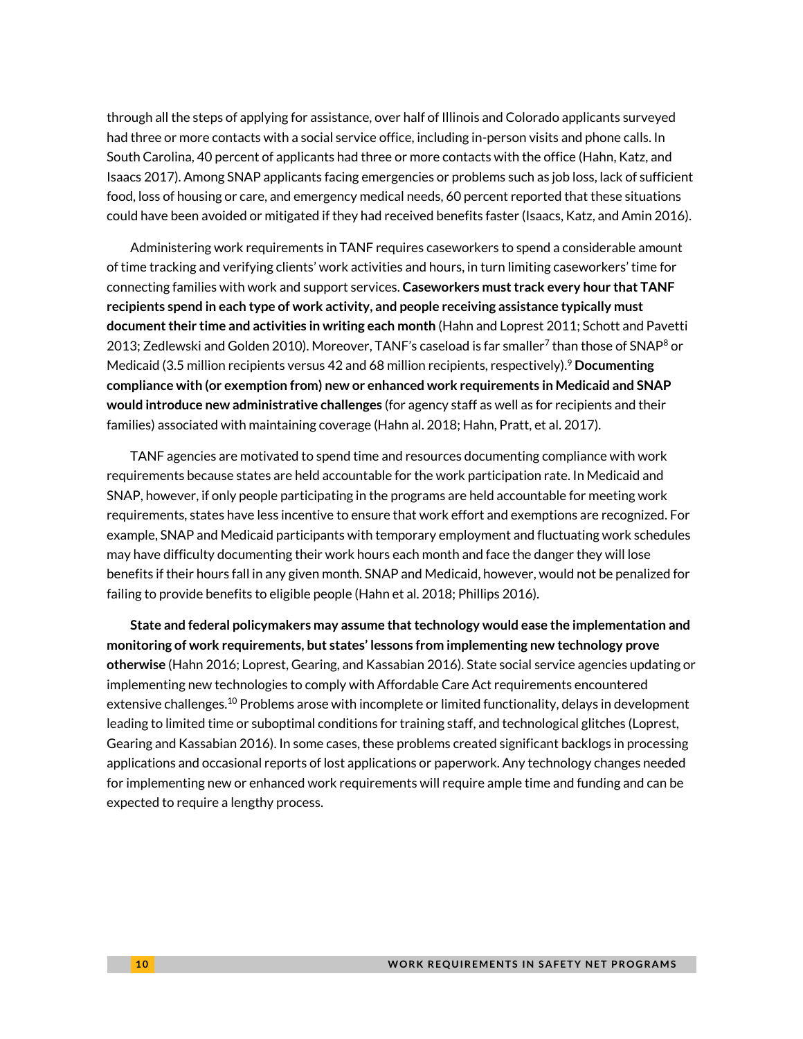through all the steps of applying for assistance, over half of Illinois and Colorado applicants surveyed had three or more contacts with a social service office, including in-person visits and phone calls. In South Carolina, 40 percent of applicants had three or more contacts with the office (Hahn, Katz, and Isaacs 2017). Among SNAP applicants facing emergencies or problems such as job loss, lack of sufficient food, loss of housing or care, and emergency medical needs, 60 percent reported that these situations could have been avoided or mitigated if they had received benefits faster (Isaacs, Katz, and Amin 2016).

Administering work requirements in TANF requires caseworkers to spend a considerable amount of time tracking and verifying clients' work activities and hours, in turn limiting caseworkers' time for connecting families with work and support services. **Caseworkers must track every hour that TANF recipients spend in each type of work activity, and people receiving assistance typically must document their time and activities in writing each month** (Hahn and Loprest 2011; Schott and Pavetti 2013; Zedlewski and Golden 2010). Moreover, TANF's caseload is far smaller[7] than those of SNAP[8] or Medicaid (3.5 million recipients versus 42 and 68 million recipients, respectively).[9] **Documenting compliance with (or exemption from) new or enhanced work requirements in Medicaid and SNAP would introduce new administrative challenges** (for agency staff as well as for recipients and their families) associated with maintaining coverage (Hahn al. 2018; Hahn, Pratt, et al. 2017).

TANF agencies are motivated to spend time and resources documenting compliance with work requirements because states are held accountable for the work participation rate. In Medicaid and SNAP, however, if only people participating in the programs are held accountable for meeting work requirements, states have less incentive to ensure that work effort and exemptions are recognized. For example, SNAP and Medicaid participants with temporary employment and fluctuating work schedules may have difficulty documenting their work hours each month and face the danger they will lose benefits if their hours fall in any given month. SNAP and Medicaid, however, would not be penalized for failing to provide benefits to eligible people (Hahn et al. 2018; Phillips 2016).

**State and federal policymakers may assume that technology would ease the implementation and monitoring of work requirements, but states' lessons from implementing new technology prove otherwise** (Hahn 2016; Loprest, Gearing, and Kassabian 2016). State social service agencies updating or implementing new technologies to comply with Affordable Care Act requirements encountered extensive challenges.[10] Problems arose with incomplete or limited functionality, delays in development leading to limited time or suboptimal conditions for training staff, and technological glitches (Loprest, Gearing and Kassabian 2016). In some cases, these problems created significant backlogs in processing applications and occasional reports of lost applications or paperwork. Any technology changes needed for implementing new or enhanced work requirements will require ample time and funding and can be expected to require a lengthy process.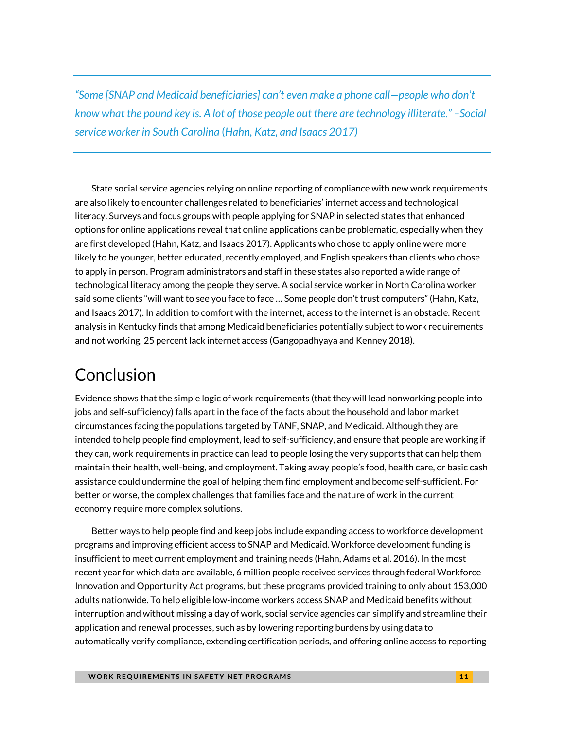> *"Some [SNAP and Medicaid beneficiaries] can't even make a phone call—people who don't know what the pound key is. A lot of those people out there are technology illiterate." –Social service worker in South Carolina (Hahn, Katz, and Isaacs 2017)*

State social service agencies relying on online reporting of compliance with new work requirements are also likely to encounter challenges related to beneficiaries' internet access and technological literacy. Surveys and focus groups with people applying for SNAP in selected states that enhanced options for online applications reveal that online applications can be problematic, especially when they are first developed (Hahn, Katz, and Isaacs 2017). Applicants who chose to apply online were more likely to be younger, better educated, recently employed, and English speakers than clients who chose to apply in person. Program administrators and staff in these states also reported a wide range of technological literacy among the people they serve. A social service worker in North Carolina worker said some clients "will want to see you face to face … Some people don't trust computers" (Hahn, Katz, and Isaacs 2017). In addition to comfort with the internet, access to the internet is an obstacle. Recent analysis in Kentucky finds that among Medicaid beneficiaries potentially subject to work requirements and not working, 25 percent lack internet access (Gangopadhyaya and Kenney 2018).

# Conclusion

Evidence shows that the simple logic of work requirements (that they will lead nonworking people into jobs and self-sufficiency) falls apart in the face of the facts about the household and labor market circumstances facing the populations targeted by TANF, SNAP, and Medicaid. Although they are intended to help people find employment, lead to self-sufficiency, and ensure that people are working if they can, work requirements in practice can lead to people losing the very supports that can help them maintain their health, well-being, and employment. Taking away people's food, health care, or basic cash assistance could undermine the goal of helping them find employment and become self-sufficient. For better or worse, the complex challenges that families face and the nature of work in the current economy require more complex solutions.

Better ways to help people find and keep jobs include expanding access to workforce development programs and improving efficient access to SNAP and Medicaid. Workforce development funding is insufficient to meet current employment and training needs (Hahn, Adams et al. 2016). In the most recent year for which data are available, 6 million people received services through federal Workforce Innovation and Opportunity Act programs, but these programs provided training to only about 153,000 adults nationwide. To help eligible low-income workers access SNAP and Medicaid benefits without interruption and without missing a day of work, social service agencies can simplify and streamline their application and renewal processes, such as by lowering reporting burdens by using data to automatically verify compliance, extending certification periods, and offering online access to reporting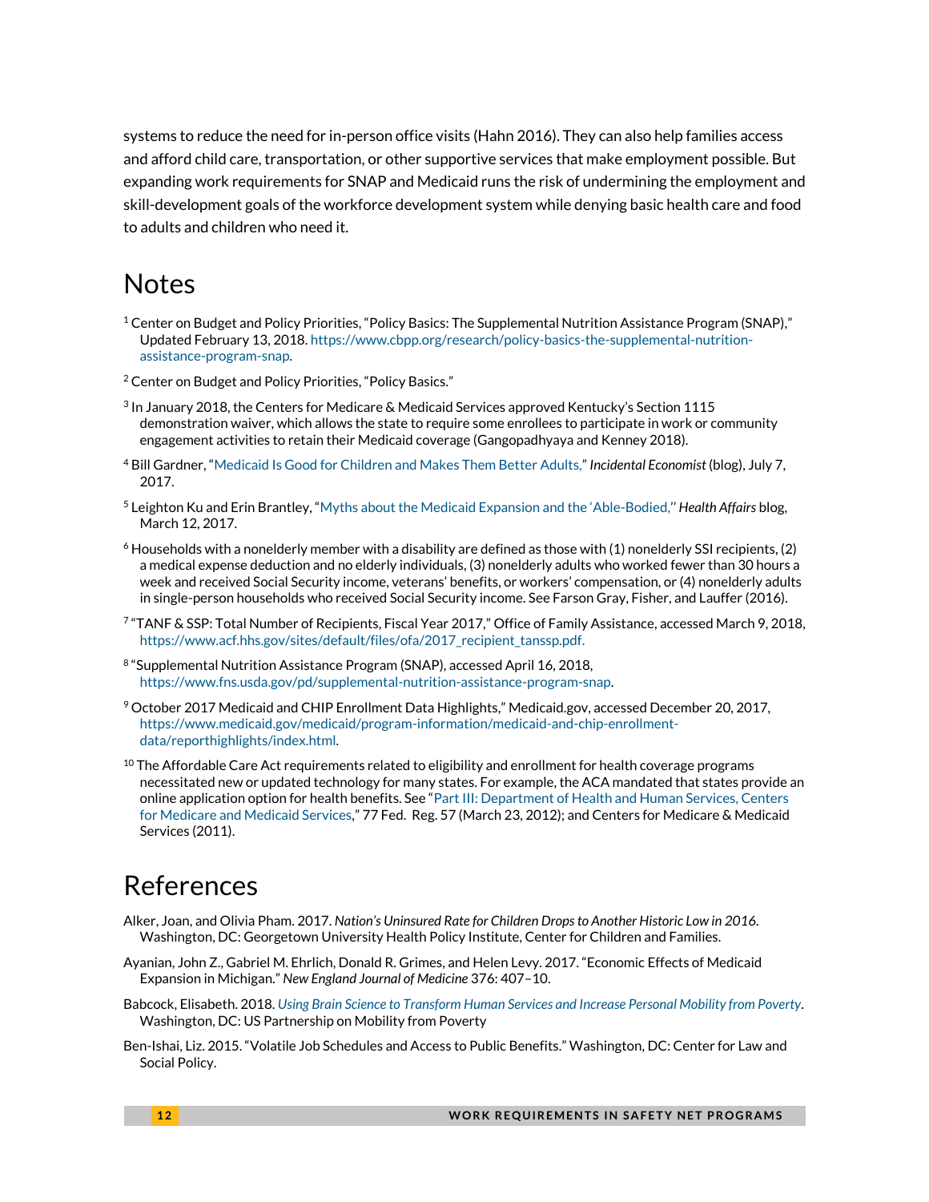systems to reduce the need for in-person office visits (Hahn 2016). They can also help families access and afford child care, transportation, or other supportive services that make employment possible. But expanding work requirements for SNAP and Medicaid runs the risk of undermining the employment and skill-development goals of the workforce development system while denying basic health care and food to adults and children who need it.

## Notes

[1] Center on Budget and Policy Priorities, "Policy Basics: The Supplemental Nutrition Assistance Program (SNAP)," Updated February 13, 2018. https://www.cbpp.org/research/policy-basics-the-supplemental-nutrition-assistance-program-snap.

[2] Center on Budget and Policy Priorities, "Policy Basics."

[3] In January 2018, the Centers for Medicare & Medicaid Services approved Kentucky's Section 1115 demonstration waiver, which allows the state to require some enrollees to participate in work or community engagement activities to retain their Medicaid coverage (Gangopadhyaya and Kenney 2018).

[4] Bill Gardner, "Medicaid Is Good for Children and Makes Them Better Adults," *Incidental Economist* (blog), July 7, 2017.

[5] Leighton Ku and Erin Brantley, "Myths about the Medicaid Expansion and the 'Able-Bodied,'' *Health Affairs* blog, March 12, 2017.

[6] Households with a nonelderly member with a disability are defined as those with (1) nonelderly SSI recipients, (2) a medical expense deduction and no elderly individuals, (3) nonelderly adults who worked fewer than 30 hours a week and received Social Security income, veterans' benefits, or workers' compensation, or (4) nonelderly adults in single-person households who received Social Security income. See Farson Gray, Fisher, and Lauffer (2016).

[7] "TANF & SSP: Total Number of Recipients, Fiscal Year 2017," Office of Family Assistance, accessed March 9, 2018, https://www.acf.hhs.gov/sites/default/files/ofa/2017_recipient_tanssp.pdf.

[8] "Supplemental Nutrition Assistance Program (SNAP), accessed April 16, 2018, https://www.fns.usda.gov/pd/supplemental-nutrition-assistance-program-snap.

[9] October 2017 Medicaid and CHIP Enrollment Data Highlights," Medicaid.gov, accessed December 20, 2017, https://www.medicaid.gov/medicaid/program-information/medicaid-and-chip-enrollment-data/reporthighlights/index.html.

[10] The Affordable Care Act requirements related to eligibility and enrollment for health coverage programs necessitated new or updated technology for many states. For example, the ACA mandated that states provide an online application option for health benefits. See "Part III: Department of Health and Human Services, Centers for Medicare and Medicaid Services," 77 Fed. Reg. 57 (March 23, 2012); and Centers for Medicare & Medicaid Services (2011).

## References

Alker, Joan, and Olivia Pham. 2017. *Nation's Uninsured Rate for Children Drops to Another Historic Low in 2016*. Washington, DC: Georgetown University Health Policy Institute, Center for Children and Families.

Ayanian, John Z., Gabriel M. Ehrlich, Donald R. Grimes, and Helen Levy. 2017. "Economic Effects of Medicaid Expansion in Michigan." *New England Journal of Medicine* 376: 407–10.

Babcock, Elisabeth. 2018. *Using Brain Science to Transform Human Services and Increase Personal Mobility from Poverty*. Washington, DC: US Partnership on Mobility from Poverty

Ben-Ishai, Liz. 2015. "Volatile Job Schedules and Access to Public Benefits." Washington, DC: Center for Law and Social Policy.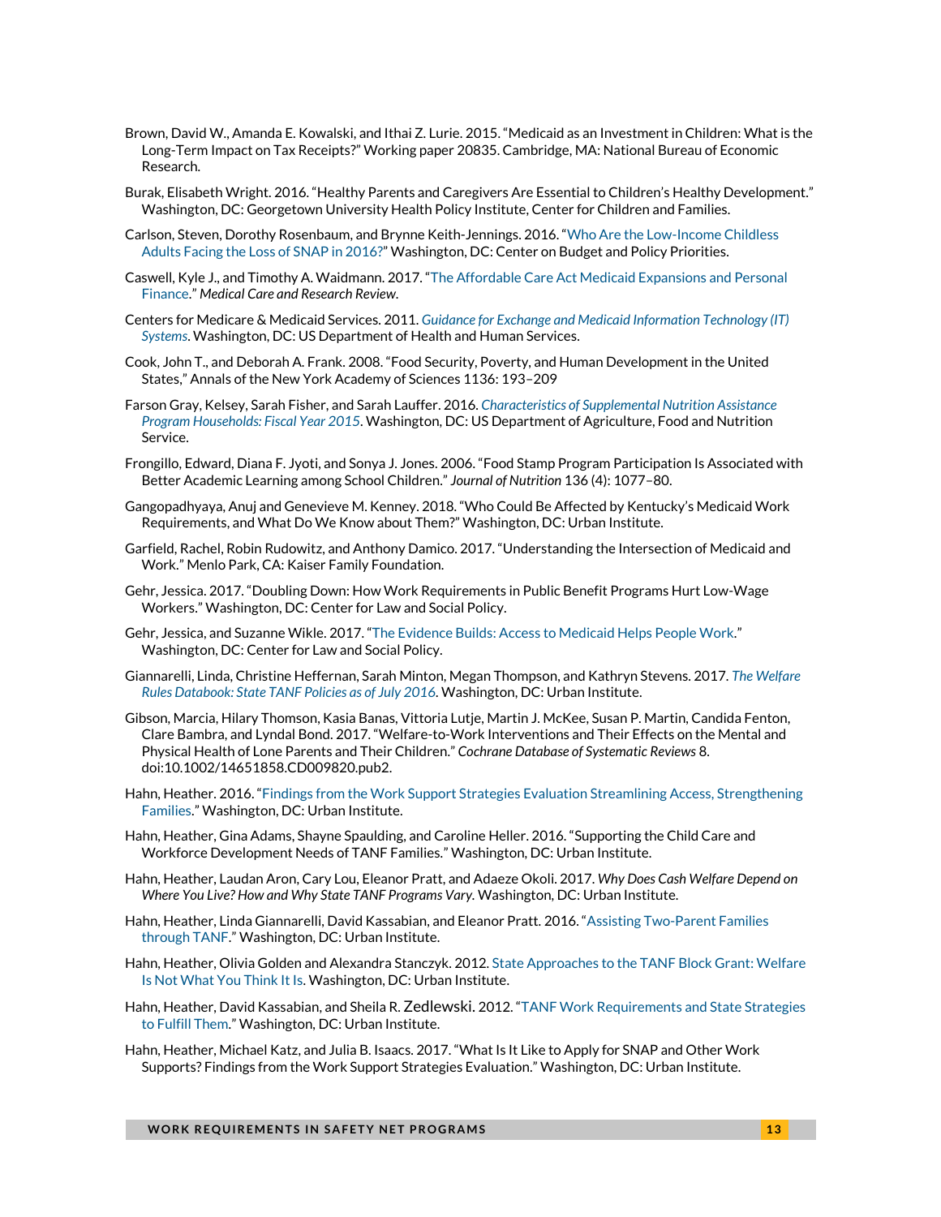Brown, David W., Amanda E. Kowalski, and Ithai Z. Lurie. 2015. "Medicaid as an Investment in Children: What is the Long-Term Impact on Tax Receipts?" Working paper 20835. Cambridge, MA: National Bureau of Economic Research.

Burak, Elisabeth Wright. 2016. "Healthy Parents and Caregivers Are Essential to Children's Healthy Development." Washington, DC: Georgetown University Health Policy Institute, Center for Children and Families.

Carlson, Steven, Dorothy Rosenbaum, and Brynne Keith-Jennings. 2016. "Who Are the Low-Income Childless Adults Facing the Loss of SNAP in 2016?" Washington, DC: Center on Budget and Policy Priorities.

Caswell, Kyle J., and Timothy A. Waidmann. 2017. "The Affordable Care Act Medicaid Expansions and Personal Finance." *Medical Care and Research Review*.

Centers for Medicare & Medicaid Services. 2011. *Guidance for Exchange and Medicaid Information Technology (IT) Systems*. Washington, DC: US Department of Health and Human Services.

Cook, John T., and Deborah A. Frank. 2008. "Food Security, Poverty, and Human Development in the United States," Annals of the New York Academy of Sciences 1136: 193–209

Farson Gray, Kelsey, Sarah Fisher, and Sarah Lauffer. 2016. *Characteristics of Supplemental Nutrition Assistance Program Households: Fiscal Year 2015*. Washington, DC: US Department of Agriculture, Food and Nutrition Service.

Frongillo, Edward, Diana F. Jyoti, and Sonya J. Jones. 2006. "Food Stamp Program Participation Is Associated with Better Academic Learning among School Children." *Journal of Nutrition* 136 (4): 1077–80.

Gangopadhyaya, Anuj and Genevieve M. Kenney. 2018. "Who Could Be Affected by Kentucky's Medicaid Work Requirements, and What Do We Know about Them?" Washington, DC: Urban Institute.

Garfield, Rachel, Robin Rudowitz, and Anthony Damico. 2017. "Understanding the Intersection of Medicaid and Work." Menlo Park, CA: Kaiser Family Foundation.

Gehr, Jessica. 2017. "Doubling Down: How Work Requirements in Public Benefit Programs Hurt Low-Wage Workers." Washington, DC: Center for Law and Social Policy.

Gehr, Jessica, and Suzanne Wikle. 2017. "The Evidence Builds: Access to Medicaid Helps People Work." Washington, DC: Center for Law and Social Policy.

Giannarelli, Linda, Christine Heffernan, Sarah Minton, Megan Thompson, and Kathryn Stevens. 2017. *The Welfare Rules Databook: State TANF Policies as of July 2016*. Washington, DC: Urban Institute.

Gibson, Marcia, Hilary Thomson, Kasia Banas, Vittoria Lutje, Martin J. McKee, Susan P. Martin, Candida Fenton, Clare Bambra, and Lyndal Bond. 2017. "Welfare-to-Work Interventions and Their Effects on the Mental and Physical Health of Lone Parents and Their Children." *Cochrane Database of Systematic Reviews* 8. doi:10.1002/14651858.CD009820.pub2.

Hahn, Heather. 2016. "Findings from the Work Support Strategies Evaluation Streamlining Access, Strengthening Families." Washington, DC: Urban Institute.

Hahn, Heather, Gina Adams, Shayne Spaulding, and Caroline Heller. 2016. "Supporting the Child Care and Workforce Development Needs of TANF Families." Washington, DC: Urban Institute.

Hahn, Heather, Laudan Aron, Cary Lou, Eleanor Pratt, and Adaeze Okoli. 2017. *Why Does Cash Welfare Depend on Where You Live? How and Why State TANF Programs Vary*. Washington, DC: Urban Institute.

Hahn, Heather, Linda Giannarelli, David Kassabian, and Eleanor Pratt. 2016. "Assisting Two-Parent Families through TANF." Washington, DC: Urban Institute.

Hahn, Heather, Olivia Golden and Alexandra Stanczyk. 2012. State Approaches to the TANF Block Grant: Welfare Is Not What You Think It Is. Washington, DC: Urban Institute.

Hahn, Heather, David Kassabian, and Sheila R. Zedlewski. 2012. "TANF Work Requirements and State Strategies to Fulfill Them." Washington, DC: Urban Institute.

Hahn, Heather, Michael Katz, and Julia B. Isaacs. 2017. "What Is It Like to Apply for SNAP and Other Work Supports? Findings from the Work Support Strategies Evaluation." Washington, DC: Urban Institute.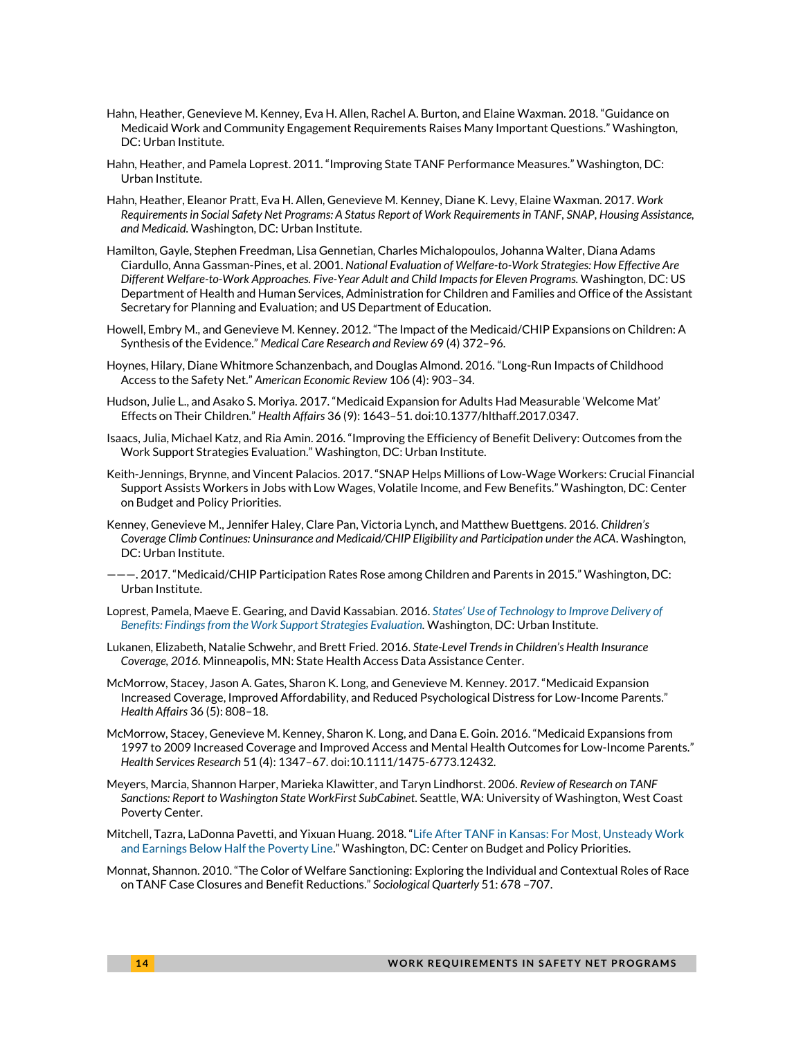Hahn, Heather, Genevieve M. Kenney, Eva H. Allen, Rachel A. Burton, and Elaine Waxman. 2018. "Guidance on Medicaid Work and Community Engagement Requirements Raises Many Important Questions." Washington, DC: Urban Institute.

Hahn, Heather, and Pamela Loprest. 2011. "Improving State TANF Performance Measures." Washington, DC: Urban Institute.

Hahn, Heather, Eleanor Pratt, Eva H. Allen, Genevieve M. Kenney, Diane K. Levy, Elaine Waxman. 2017. *Work Requirements in Social Safety Net Programs: A Status Report of Work Requirements in TANF, SNAP, Housing Assistance, and Medicaid.* Washington, DC: Urban Institute.

Hamilton, Gayle, Stephen Freedman, Lisa Gennetian, Charles Michalopoulos, Johanna Walter, Diana Adams Ciardullo, Anna Gassman-Pines, et al. 2001. *National Evaluation of Welfare-to-Work Strategies: How Effective Are Different Welfare-to-Work Approaches. Five-Year Adult and Child Impacts for Eleven Programs.* Washington, DC: US Department of Health and Human Services, Administration for Children and Families and Office of the Assistant Secretary for Planning and Evaluation; and US Department of Education.

Howell, Embry M., and Genevieve M. Kenney. 2012. "The Impact of the Medicaid/CHIP Expansions on Children: A Synthesis of the Evidence." *Medical Care Research and Review* 69 (4) 372–96.

Hoynes, Hilary, Diane Whitmore Schanzenbach, and Douglas Almond. 2016. "Long-Run Impacts of Childhood Access to the Safety Net." *American Economic Review* 106 (4): 903–34.

Hudson, Julie L., and Asako S. Moriya. 2017. "Medicaid Expansion for Adults Had Measurable 'Welcome Mat' Effects on Their Children." *Health Affairs* 36 (9): 1643–51. doi:10.1377/hlthaff.2017.0347.

Isaacs, Julia, Michael Katz, and Ria Amin. 2016. "Improving the Efficiency of Benefit Delivery: Outcomes from the Work Support Strategies Evaluation." Washington, DC: Urban Institute.

Keith-Jennings, Brynne, and Vincent Palacios. 2017. "SNAP Helps Millions of Low-Wage Workers: Crucial Financial Support Assists Workers in Jobs with Low Wages, Volatile Income, and Few Benefits." Washington, DC: Center on Budget and Policy Priorities.

Kenney, Genevieve M., Jennifer Haley, Clare Pan, Victoria Lynch, and Matthew Buettgens. 2016. *Children's Coverage Climb Continues: Uninsurance and Medicaid/CHIP Eligibility and Participation under the ACA*. Washington, DC: Urban Institute.

———. 2017. "Medicaid/CHIP Participation Rates Rose among Children and Parents in 2015." Washington, DC: Urban Institute.

Loprest, Pamela, Maeve E. Gearing, and David Kassabian. 2016. *States' Use of Technology to Improve Delivery of Benefits: Findings from the Work Support Strategies Evaluation.* Washington, DC: Urban Institute.

Lukanen, Elizabeth, Natalie Schwehr, and Brett Fried. 2016. *State-Level Trends in Children's Health Insurance Coverage, 2016.* Minneapolis, MN: State Health Access Data Assistance Center.

McMorrow, Stacey, Jason A. Gates, Sharon K. Long, and Genevieve M. Kenney. 2017. "Medicaid Expansion Increased Coverage, Improved Affordability, and Reduced Psychological Distress for Low-Income Parents." *Health Affairs* 36 (5): 808–18.

McMorrow, Stacey, Genevieve M. Kenney, Sharon K. Long, and Dana E. Goin. 2016. "Medicaid Expansions from 1997 to 2009 Increased Coverage and Improved Access and Mental Health Outcomes for Low-Income Parents." *Health Services Research* 51 (4): 1347–67. doi:10.1111/1475-6773.12432.

Meyers, Marcia, Shannon Harper, Marieka Klawitter, and Taryn Lindhorst. 2006. *Review of Research on TANF Sanctions: Report to Washington State WorkFirst SubCabinet*. Seattle, WA: University of Washington, West Coast Poverty Center.

Mitchell, Tazra, LaDonna Pavetti, and Yixuan Huang. 2018. "Life After TANF in Kansas: For Most, Unsteady Work and Earnings Below Half the Poverty Line." Washington, DC: Center on Budget and Policy Priorities.

Monnat, Shannon. 2010. "The Color of Welfare Sanctioning: Exploring the Individual and Contextual Roles of Race on TANF Case Closures and Benefit Reductions." *Sociological Quarterly* 51: 678 –707.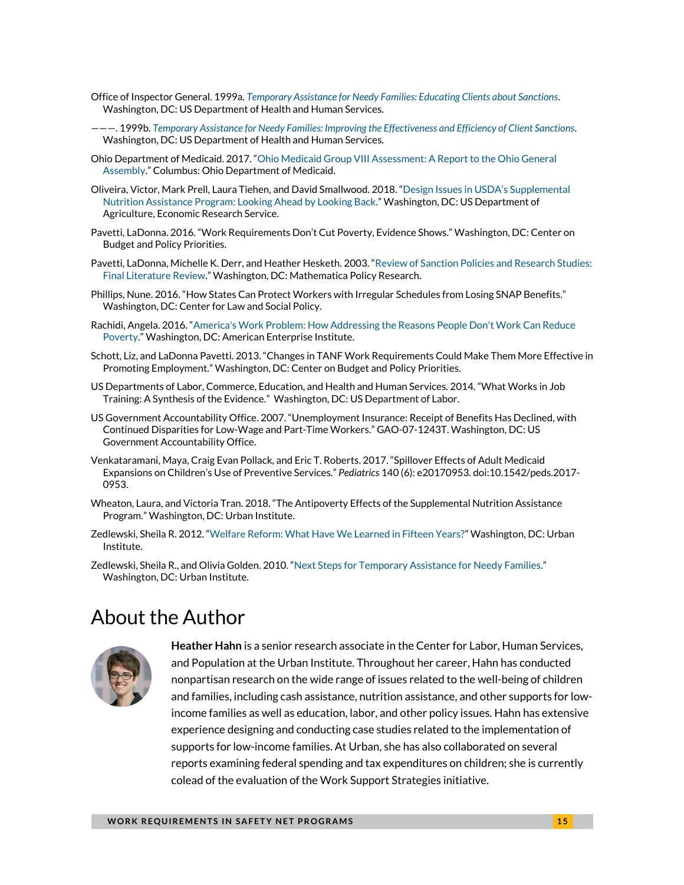Office of Inspector General. 1999a. *Temporary Assistance for Needy Families: Educating Clients about Sanctions*. Washington, DC: US Department of Health and Human Services.

———. 1999b. *Temporary Assistance for Needy Families: Improving the Effectiveness and Efficiency of Client Sanctions*. Washington, DC: US Department of Health and Human Services.

Ohio Department of Medicaid. 2017. "Ohio Medicaid Group VIII Assessment: A Report to the Ohio General Assembly." Columbus: Ohio Department of Medicaid.

Oliveira, Victor, Mark Prell, Laura Tiehen, and David Smallwood. 2018. "Design Issues in USDA's Supplemental Nutrition Assistance Program: Looking Ahead by Looking Back." Washington, DC: US Department of Agriculture, Economic Research Service.

Pavetti, LaDonna. 2016. "Work Requirements Don't Cut Poverty, Evidence Shows." Washington, DC: Center on Budget and Policy Priorities.

Pavetti, LaDonna, Michelle K. Derr, and Heather Hesketh. 2003. "Review of Sanction Policies and Research Studies: Final Literature Review." Washington, DC: Mathematica Policy Research.

Phillips, Nune. 2016. "How States Can Protect Workers with Irregular Schedules from Losing SNAP Benefits." Washington, DC: Center for Law and Social Policy.

Rachidi, Angela. 2016. "America's Work Problem: How Addressing the Reasons People Don't Work Can Reduce Poverty." Washington, DC: American Enterprise Institute.

Schott, Liz, and LaDonna Pavetti. 2013. "Changes in TANF Work Requirements Could Make Them More Effective in Promoting Employment." Washington, DC: Center on Budget and Policy Priorities.

US Departments of Labor, Commerce, Education, and Health and Human Services. 2014. "What Works in Job Training: A Synthesis of the Evidence." Washington, DC: US Department of Labor.

US Government Accountability Office. 2007. "Unemployment Insurance: Receipt of Benefits Has Declined, with Continued Disparities for Low-Wage and Part-Time Workers." GAO-07-1243T. Washington, DC: US Government Accountability Office.

Venkataramani, Maya, Craig Evan Pollack, and Eric T. Roberts. 2017. "Spillover Effects of Adult Medicaid Expansions on Children's Use of Preventive Services." *Pediatrics* 140 (6): e20170953. doi:10.1542/peds.2017-0953.

Wheaton, Laura, and Victoria Tran. 2018. "The Antipoverty Effects of the Supplemental Nutrition Assistance Program." Washington, DC: Urban Institute.

Zedlewski, Sheila R. 2012. "Welfare Reform: What Have We Learned in Fifteen Years?" Washington, DC: Urban Institute.

Zedlewski, Sheila R., and Olivia Golden. 2010. "Next Steps for Temporary Assistance for Needy Families." Washington, DC: Urban Institute.

# About the Author

**Heather Hahn** is a senior research associate in the Center for Labor, Human Services, and Population at the Urban Institute. Throughout her career, Hahn has conducted nonpartisan research on the wide range of issues related to the well-being of children and families, including cash assistance, nutrition assistance, and other supports for low-income families as well as education, labor, and other policy issues. Hahn has extensive experience designing and conducting case studies related to the implementation of supports for low-income families. At Urban, she has also collaborated on several reports examining federal spending and tax expenditures on children; she is currently colead of the evaluation of the Work Support Strategies initiative.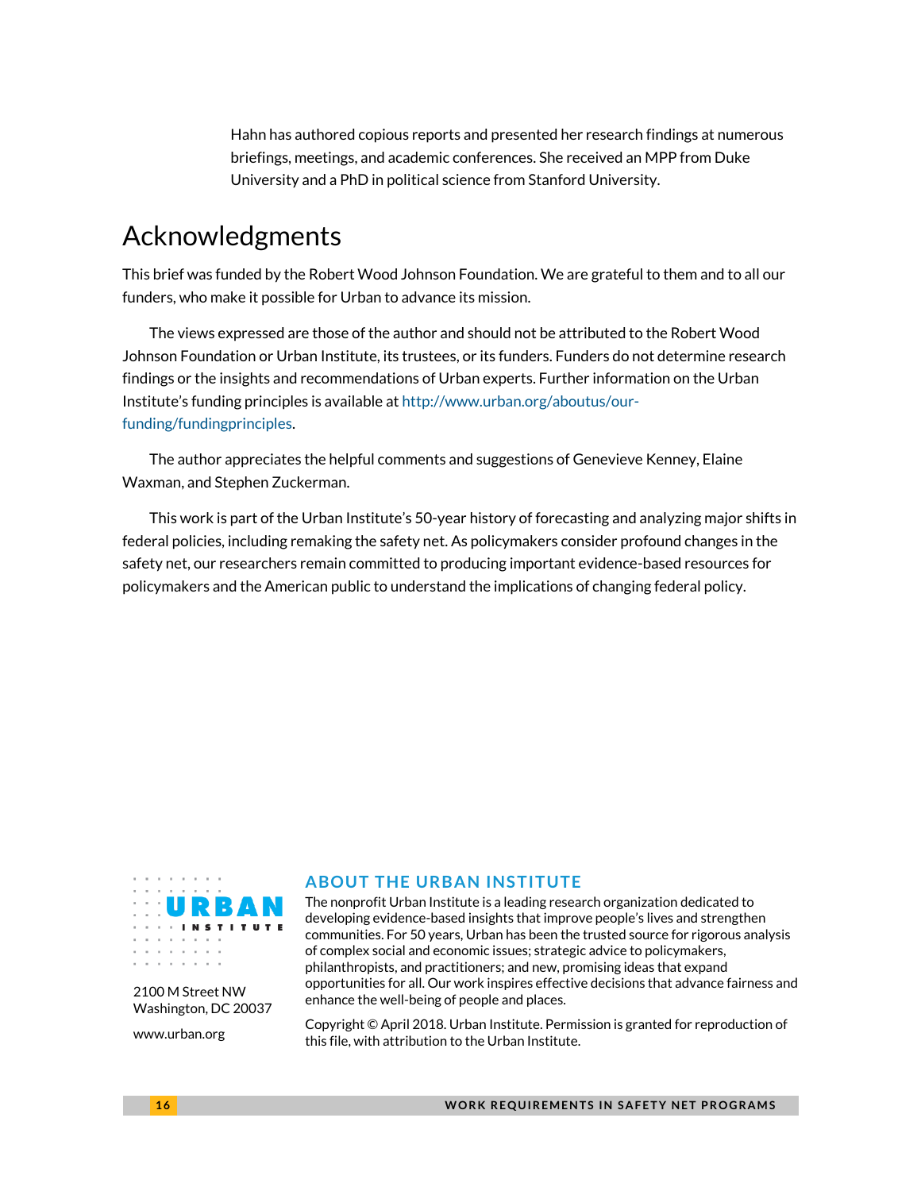Hahn has authored copious reports and presented her research findings at numerous briefings, meetings, and academic conferences. She received an MPP from Duke University and a PhD in political science from Stanford University.

# Acknowledgments

This brief was funded by the Robert Wood Johnson Foundation. We are grateful to them and to all our funders, who make it possible for Urban to advance its mission.

The views expressed are those of the author and should not be attributed to the Robert Wood Johnson Foundation or Urban Institute, its trustees, or its funders. Funders do not determine research findings or the insights and recommendations of Urban experts. Further information on the Urban Institute's funding principles is available at http://www.urban.org/aboutus/our-funding/fundingprinciples.

The author appreciates the helpful comments and suggestions of Genevieve Kenney, Elaine Waxman, and Stephen Zuckerman.

This work is part of the Urban Institute's 50-year history of forecasting and analyzing major shifts in federal policies, including remaking the safety net. As policymakers consider profound changes in the safety net, our researchers remain committed to producing important evidence-based resources for policymakers and the American public to understand the implications of changing federal policy.

URBAN INSTITUTE

2100 M Street NW
Washington, DC 20037

www.urban.org

## ABOUT THE URBAN INSTITUTE

The nonprofit Urban Institute is a leading research organization dedicated to developing evidence-based insights that improve people's lives and strengthen communities. For 50 years, Urban has been the trusted source for rigorous analysis of complex social and economic issues; strategic advice to policymakers, philanthropists, and practitioners; and new, promising ideas that expand opportunities for all. Our work inspires effective decisions that advance fairness and enhance the well-being of people and places.

Copyright © April 2018. Urban Institute. Permission is granted for reproduction of this file, with attribution to the Urban Institute.